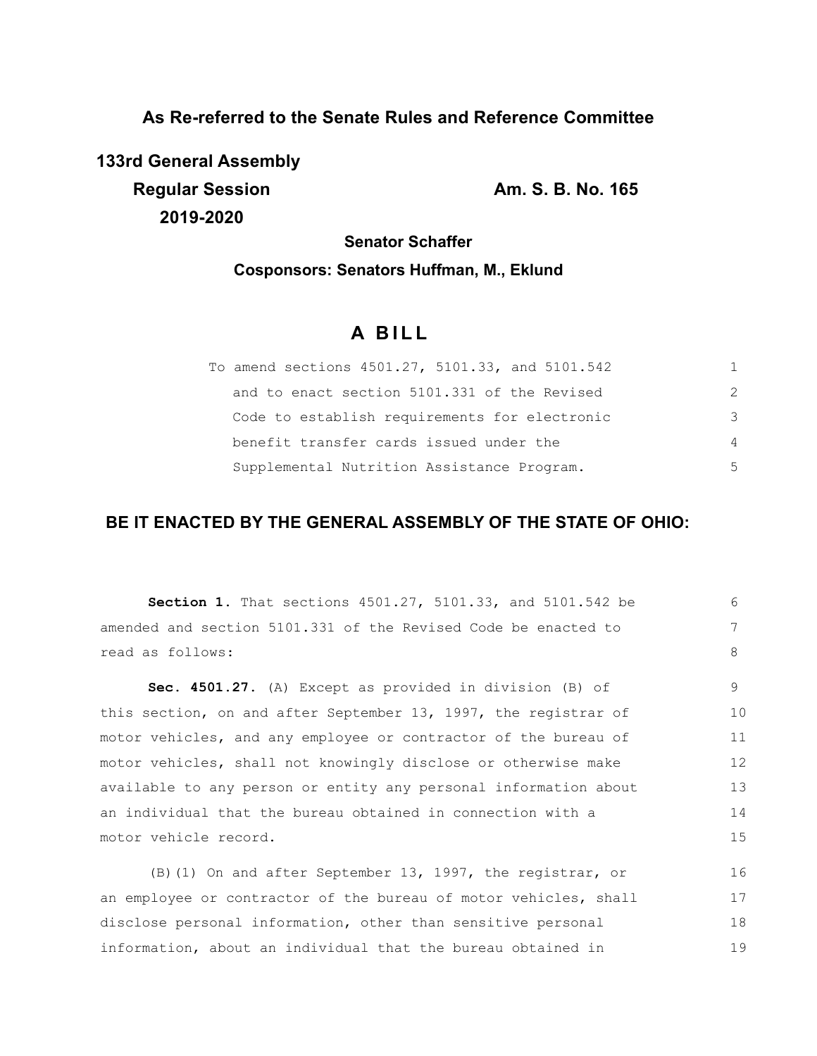**As Re-referred to the Senate Rules and Reference Committee**

**133rd General Assembly**

**Regular Session** **Am. S. B. No. 165**

**2019-2020**

**Senator Schaffer**

**Cosponsors: Senators Huffman, M., Eklund**

# A BILL

To amend sections 4501.27, 5101.33, and 5101.542 and to enact section 5101.331 of the Revised Code to establish requirements for electronic benefit transfer cards issued under the Supplemental Nutrition Assistance Program.

## BE IT ENACTED BY THE GENERAL ASSEMBLY OF THE STATE OF OHIO:

**Section 1.** That sections 4501.27, 5101.33, and 5101.542 be amended and section 5101.331 of the Revised Code be enacted to read as follows:

**Sec. 4501.27.** (A) Except as provided in division (B) of this section, on and after September 13, 1997, the registrar of motor vehicles, and any employee or contractor of the bureau of motor vehicles, shall not knowingly disclose or otherwise make available to any person or entity any personal information about an individual that the bureau obtained in connection with a motor vehicle record.

(B)(1) On and after September 13, 1997, the registrar, or an employee or contractor of the bureau of motor vehicles, shall disclose personal information, other than sensitive personal information, about an individual that the bureau obtained in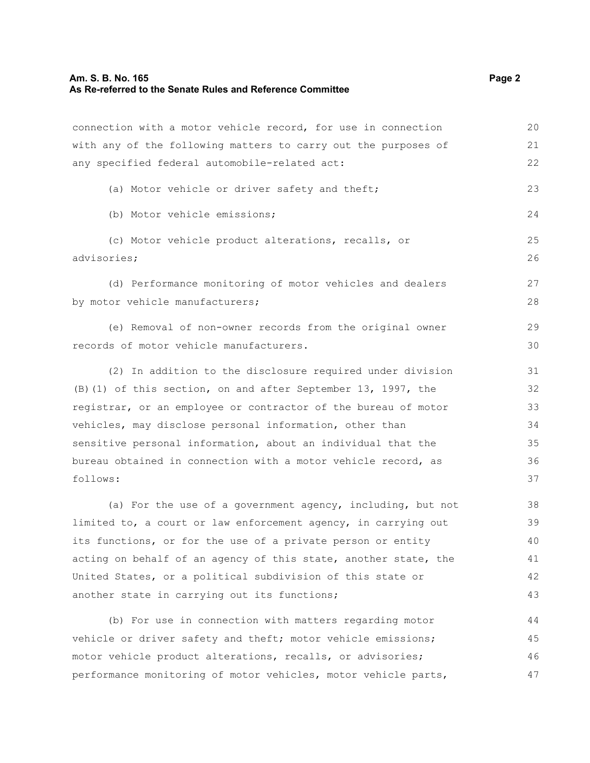connection with a motor vehicle record, for use in connection with any of the following matters to carry out the purposes of any specified federal automobile-related act:

(a) Motor vehicle or driver safety and theft;

(b) Motor vehicle emissions;

(c) Motor vehicle product alterations, recalls, or advisories;

(d) Performance monitoring of motor vehicles and dealers by motor vehicle manufacturers;

(e) Removal of non-owner records from the original owner records of motor vehicle manufacturers.

(2) In addition to the disclosure required under division (B)(1) of this section, on and after September 13, 1997, the registrar, or an employee or contractor of the bureau of motor vehicles, may disclose personal information, other than sensitive personal information, about an individual that the bureau obtained in connection with a motor vehicle record, as follows:

(a) For the use of a government agency, including, but not limited to, a court or law enforcement agency, in carrying out its functions, or for the use of a private person or entity acting on behalf of an agency of this state, another state, the United States, or a political subdivision of this state or another state in carrying out its functions;

(b) For use in connection with matters regarding motor vehicle or driver safety and theft; motor vehicle emissions; motor vehicle product alterations, recalls, or advisories; performance monitoring of motor vehicles, motor vehicle parts,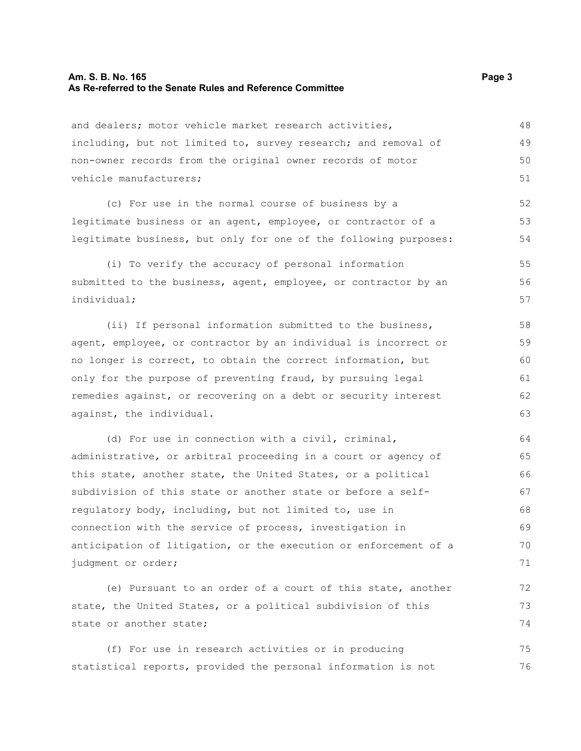and dealers; motor vehicle market research activities, including, but not limited to, survey research; and removal of non-owner records from the original owner records of motor vehicle manufacturers;

(c) For use in the normal course of business by a legitimate business or an agent, employee, or contractor of a legitimate business, but only for one of the following purposes:

(i) To verify the accuracy of personal information submitted to the business, agent, employee, or contractor by an individual;

(ii) If personal information submitted to the business, agent, employee, or contractor by an individual is incorrect or no longer is correct, to obtain the correct information, but only for the purpose of preventing fraud, by pursuing legal remedies against, or recovering on a debt or security interest against, the individual.

(d) For use in connection with a civil, criminal, administrative, or arbitral proceeding in a court or agency of this state, another state, the United States, or a political subdivision of this state or another state or before a self-regulatory body, including, but not limited to, use in connection with the service of process, investigation in anticipation of litigation, or the execution or enforcement of a judgment or order;

(e) Pursuant to an order of a court of this state, another state, the United States, or a political subdivision of this state or another state;

(f) For use in research activities or in producing statistical reports, provided the personal information is not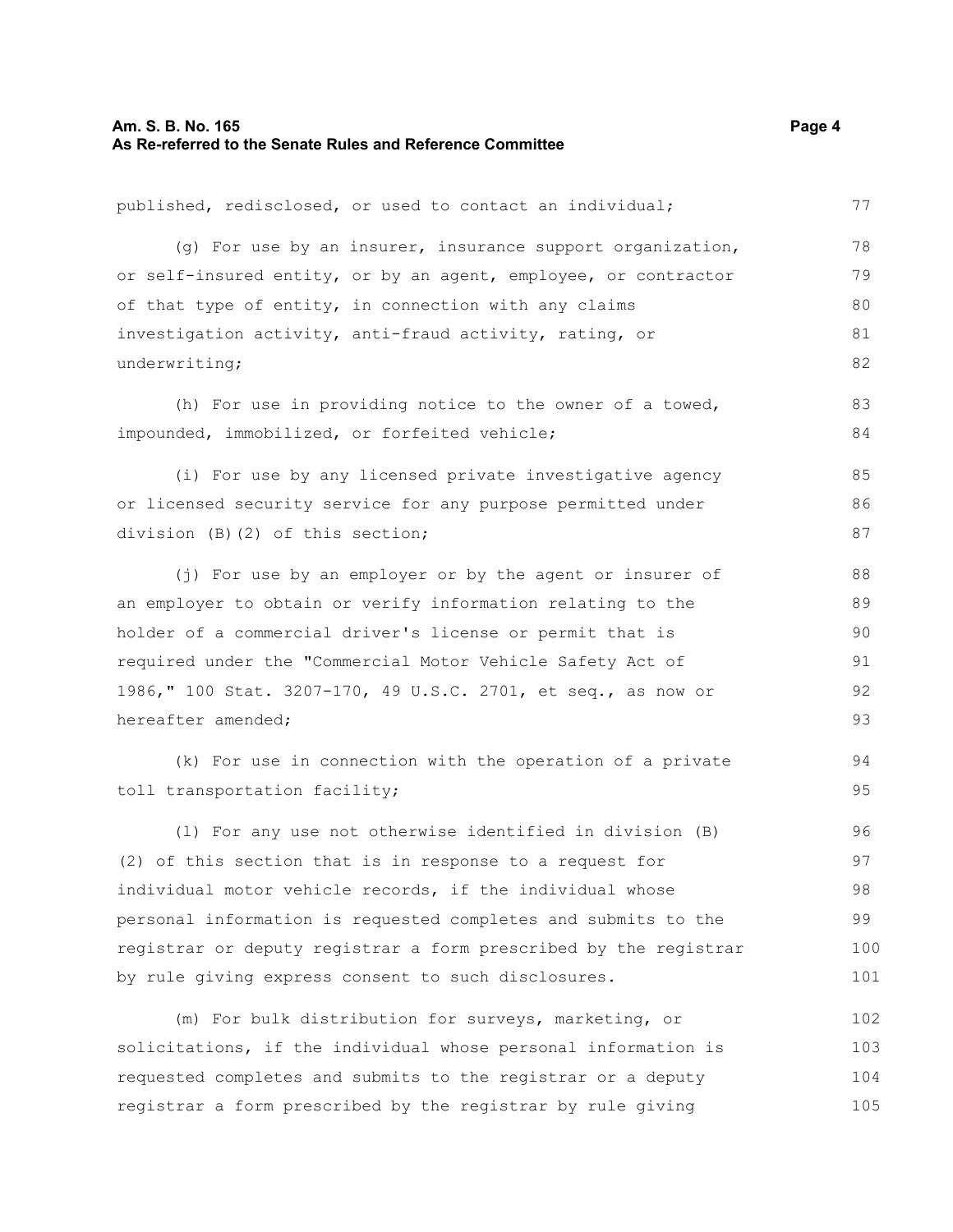published, redisclosed, or used to contact an individual;

(g) For use by an insurer, insurance support organization, or self-insured entity, or by an agent, employee, or contractor of that type of entity, in connection with any claims investigation activity, anti-fraud activity, rating, or underwriting;

(h) For use in providing notice to the owner of a towed, impounded, immobilized, or forfeited vehicle;

(i) For use by any licensed private investigative agency or licensed security service for any purpose permitted under division (B)(2) of this section;

(j) For use by an employer or by the agent or insurer of an employer to obtain or verify information relating to the holder of a commercial driver's license or permit that is required under the "Commercial Motor Vehicle Safety Act of 1986," 100 Stat. 3207-170, 49 U.S.C. 2701, et seq., as now or hereafter amended;

(k) For use in connection with the operation of a private toll transportation facility;

(l) For any use not otherwise identified in division (B)(2) of this section that is in response to a request for individual motor vehicle records, if the individual whose personal information is requested completes and submits to the registrar or deputy registrar a form prescribed by the registrar by rule giving express consent to such disclosures.

(m) For bulk distribution for surveys, marketing, or solicitations, if the individual whose personal information is requested completes and submits to the registrar or a deputy registrar a form prescribed by the registrar by rule giving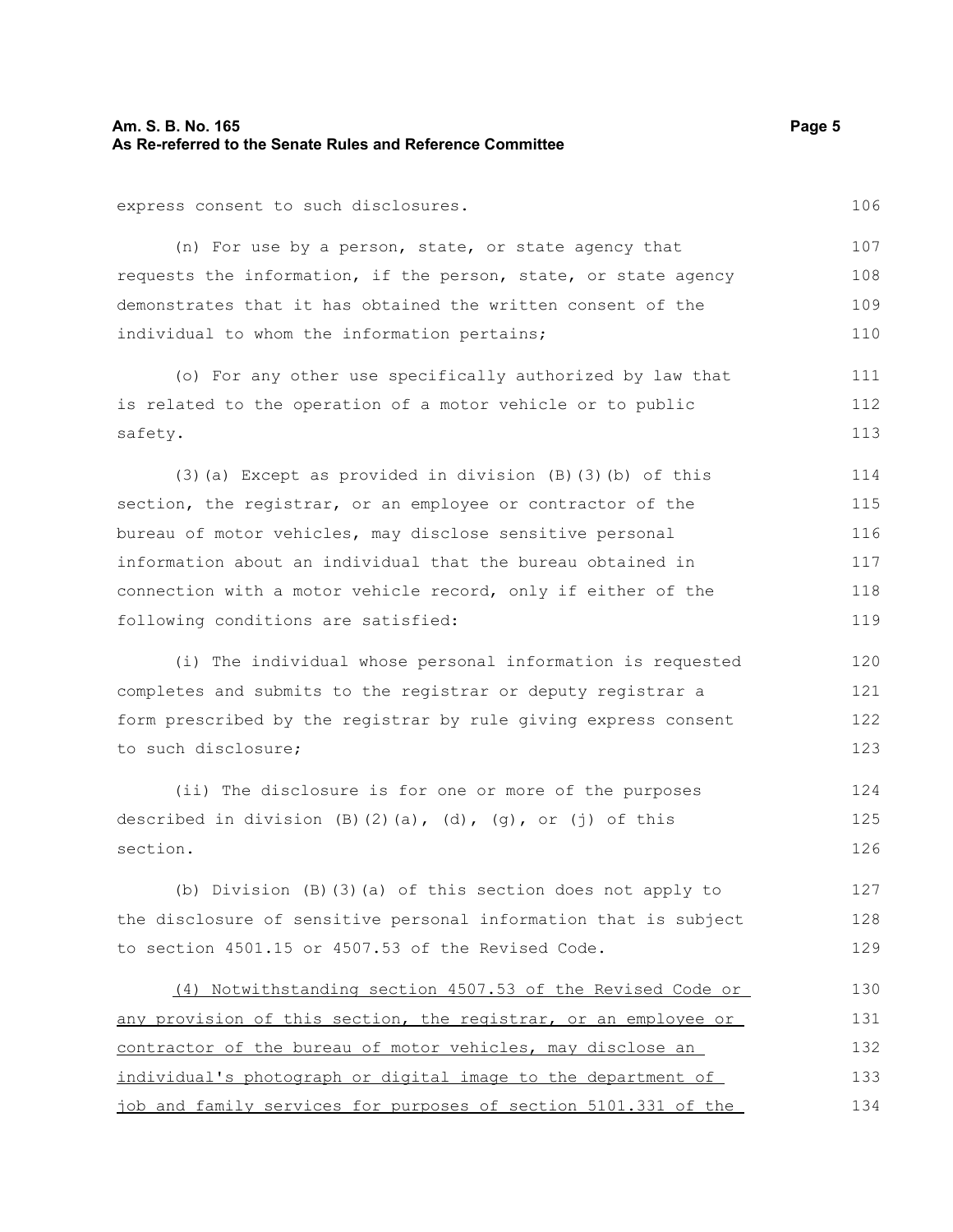express consent to such disclosures.

(n) For use by a person, state, or state agency that requests the information, if the person, state, or state agency demonstrates that it has obtained the written consent of the individual to whom the information pertains;

(o) For any other use specifically authorized by law that is related to the operation of a motor vehicle or to public safety.

(3)(a) Except as provided in division (B)(3)(b) of this section, the registrar, or an employee or contractor of the bureau of motor vehicles, may disclose sensitive personal information about an individual that the bureau obtained in connection with a motor vehicle record, only if either of the following conditions are satisfied:

(i) The individual whose personal information is requested completes and submits to the registrar or deputy registrar a form prescribed by the registrar by rule giving express consent to such disclosure;

(ii) The disclosure is for one or more of the purposes described in division (B)(2)(a), (d), (g), or (j) of this section.

(b) Division (B)(3)(a) of this section does not apply to the disclosure of sensitive personal information that is subject to section 4501.15 or 4507.53 of the Revised Code.

<u>(4) Notwithstanding section 4507.53 of the Revised Code or any provision of this section, the registrar, or an employee or contractor of the bureau of motor vehicles, may disclose an individual's photograph or digital image to the department of job and family services for purposes of section 5101.331 of the</u>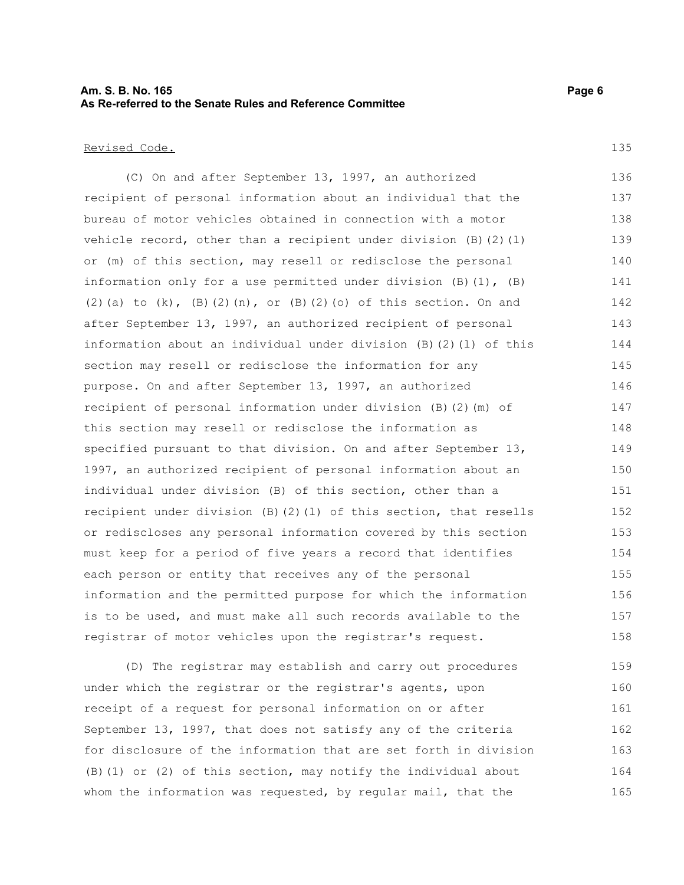Revised Code.

(C) On and after September 13, 1997, an authorized recipient of personal information about an individual that the bureau of motor vehicles obtained in connection with a motor vehicle record, other than a recipient under division (B)(2)(l) or (m) of this section, may resell or redisclose the personal information only for a use permitted under division (B)(1), (B)(2)(a) to (k), (B)(2)(n), or (B)(2)(o) of this section. On and after September 13, 1997, an authorized recipient of personal information about an individual under division (B)(2)(l) of this section may resell or redisclose the information for any purpose. On and after September 13, 1997, an authorized recipient of personal information under division (B)(2)(m) of this section may resell or redisclose the information as specified pursuant to that division. On and after September 13, 1997, an authorized recipient of personal information about an individual under division (B) of this section, other than a recipient under division (B)(2)(l) of this section, that resells or rediscloses any personal information covered by this section must keep for a period of five years a record that identifies each person or entity that receives any of the personal information and the permitted purpose for which the information is to be used, and must make all such records available to the registrar of motor vehicles upon the registrar's request.

(D) The registrar may establish and carry out procedures under which the registrar or the registrar's agents, upon receipt of a request for personal information on or after September 13, 1997, that does not satisfy any of the criteria for disclosure of the information that are set forth in division (B)(1) or (2) of this section, may notify the individual about whom the information was requested, by regular mail, that the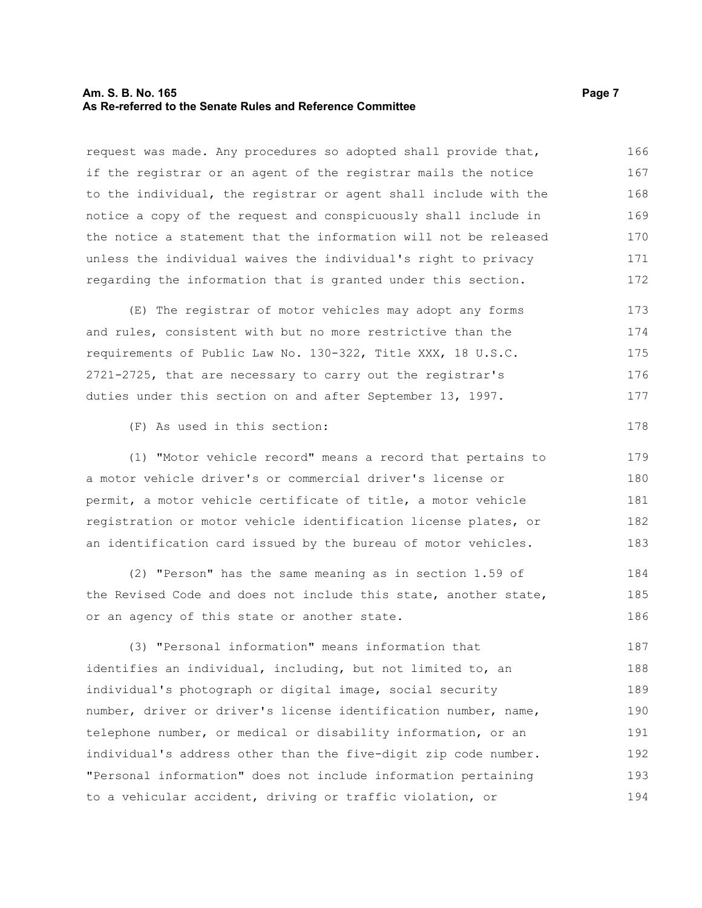request was made. Any procedures so adopted shall provide that, if the registrar or an agent of the registrar mails the notice to the individual, the registrar or agent shall include with the notice a copy of the request and conspicuously shall include in the notice a statement that the information will not be released unless the individual waives the individual's right to privacy regarding the information that is granted under this section.

(E) The registrar of motor vehicles may adopt any forms and rules, consistent with but no more restrictive than the requirements of Public Law No. 130-322, Title XXX, 18 U.S.C. 2721-2725, that are necessary to carry out the registrar's duties under this section on and after September 13, 1997.

(F) As used in this section:

(1) "Motor vehicle record" means a record that pertains to a motor vehicle driver's or commercial driver's license or permit, a motor vehicle certificate of title, a motor vehicle registration or motor vehicle identification license plates, or an identification card issued by the bureau of motor vehicles.

(2) "Person" has the same meaning as in section 1.59 of the Revised Code and does not include this state, another state, or an agency of this state or another state.

(3) "Personal information" means information that identifies an individual, including, but not limited to, an individual's photograph or digital image, social security number, driver or driver's license identification number, name, telephone number, or medical or disability information, or an individual's address other than the five-digit zip code number. "Personal information" does not include information pertaining to a vehicular accident, driving or traffic violation, or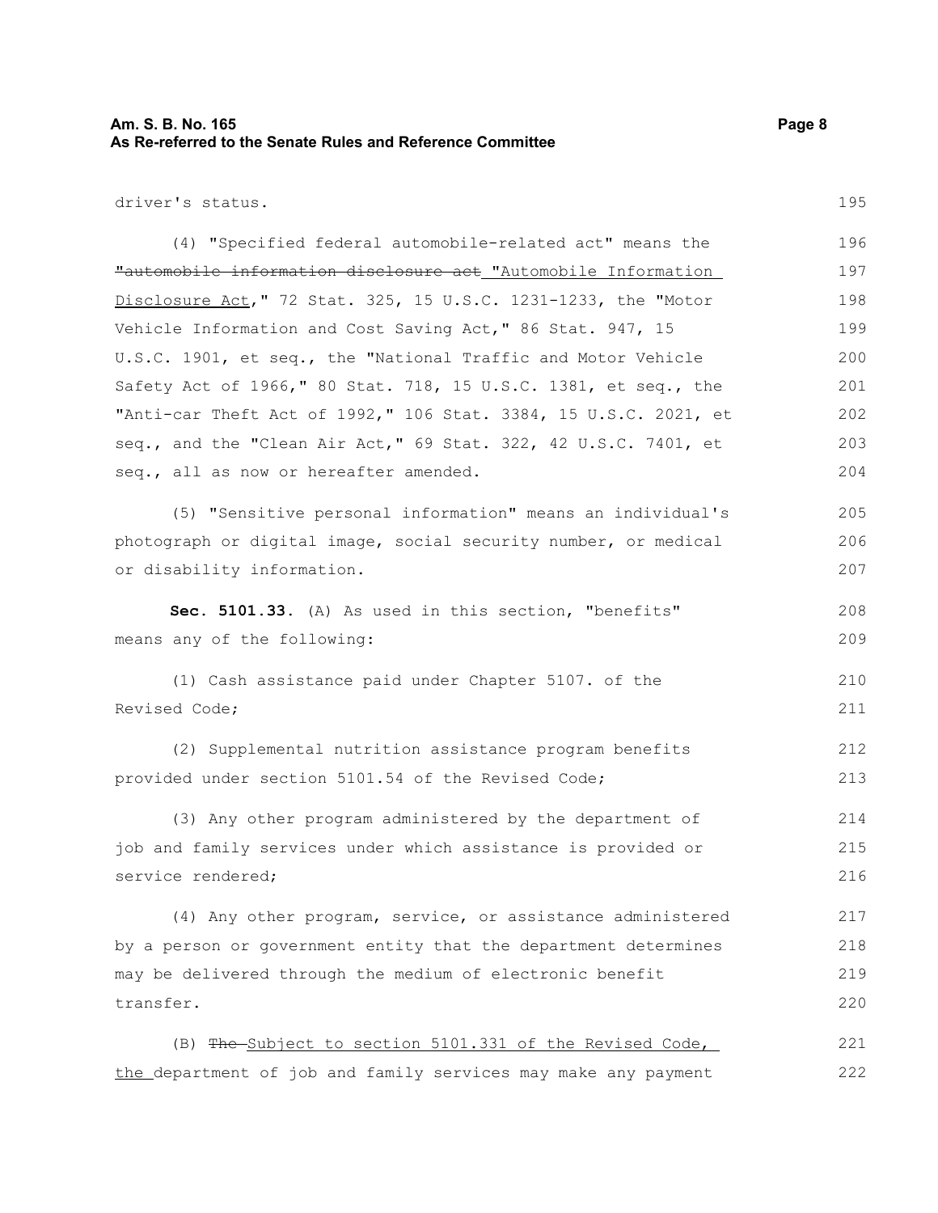driver's status.

(4) "Specified federal automobile-related act" means the ~~"automobile information disclosure act~~ "Automobile Information Disclosure Act," 72 Stat. 325, 15 U.S.C. 1231-1233, the "Motor Vehicle Information and Cost Saving Act," 86 Stat. 947, 15 U.S.C. 1901, et seq., the "National Traffic and Motor Vehicle Safety Act of 1966," 80 Stat. 718, 15 U.S.C. 1381, et seq., the "Anti-car Theft Act of 1992," 106 Stat. 3384, 15 U.S.C. 2021, et seq., and the "Clean Air Act," 69 Stat. 322, 42 U.S.C. 7401, et seq., all as now or hereafter amended.

(5) "Sensitive personal information" means an individual's photograph or digital image, social security number, or medical or disability information.

**Sec. 5101.33.** (A) As used in this section, "benefits" means any of the following:

(1) Cash assistance paid under Chapter 5107. of the Revised Code;

(2) Supplemental nutrition assistance program benefits provided under section 5101.54 of the Revised Code;

(3) Any other program administered by the department of job and family services under which assistance is provided or service rendered;

(4) Any other program, service, or assistance administered by a person or government entity that the department determines may be delivered through the medium of electronic benefit transfer.

(B) ~~The~~ Subject to section 5101.331 of the Revised Code, the department of job and family services may make any payment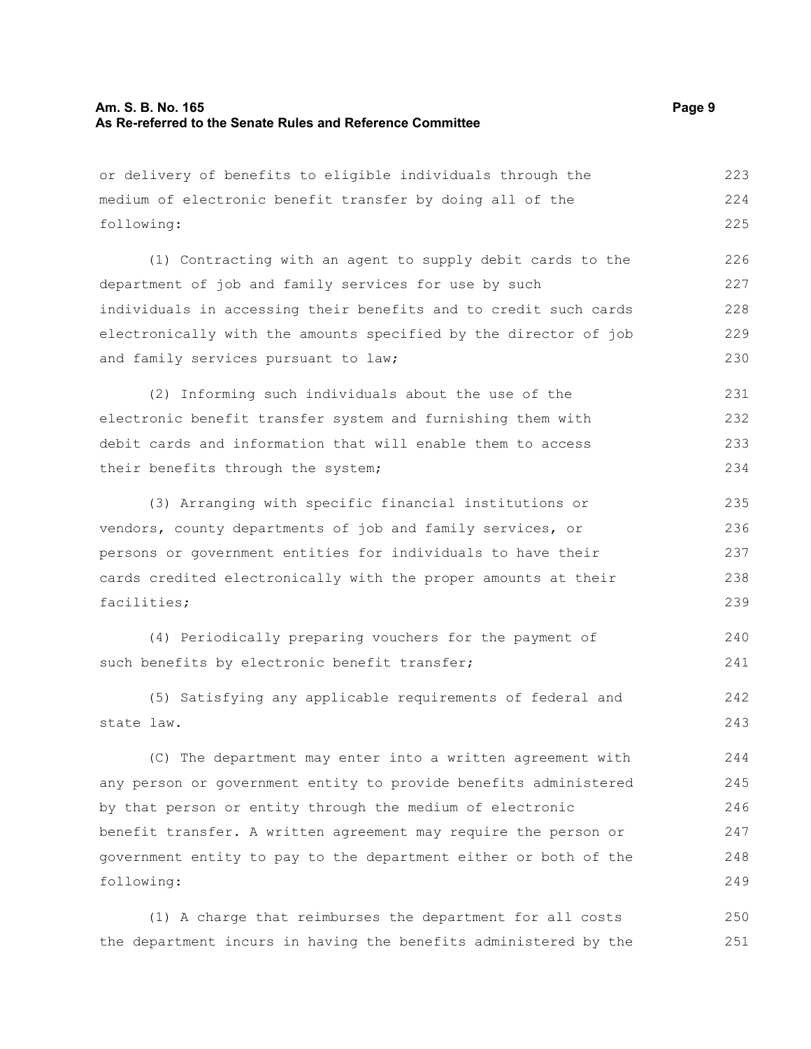or delivery of benefits to eligible individuals through the medium of electronic benefit transfer by doing all of the following:

(1) Contracting with an agent to supply debit cards to the department of job and family services for use by such individuals in accessing their benefits and to credit such cards electronically with the amounts specified by the director of job and family services pursuant to law;

(2) Informing such individuals about the use of the electronic benefit transfer system and furnishing them with debit cards and information that will enable them to access their benefits through the system;

(3) Arranging with specific financial institutions or vendors, county departments of job and family services, or persons or government entities for individuals to have their cards credited electronically with the proper amounts at their facilities;

(4) Periodically preparing vouchers for the payment of such benefits by electronic benefit transfer;

(5) Satisfying any applicable requirements of federal and state law.

(C) The department may enter into a written agreement with any person or government entity to provide benefits administered by that person or entity through the medium of electronic benefit transfer. A written agreement may require the person or government entity to pay to the department either or both of the following:

(1) A charge that reimburses the department for all costs the department incurs in having the benefits administered by the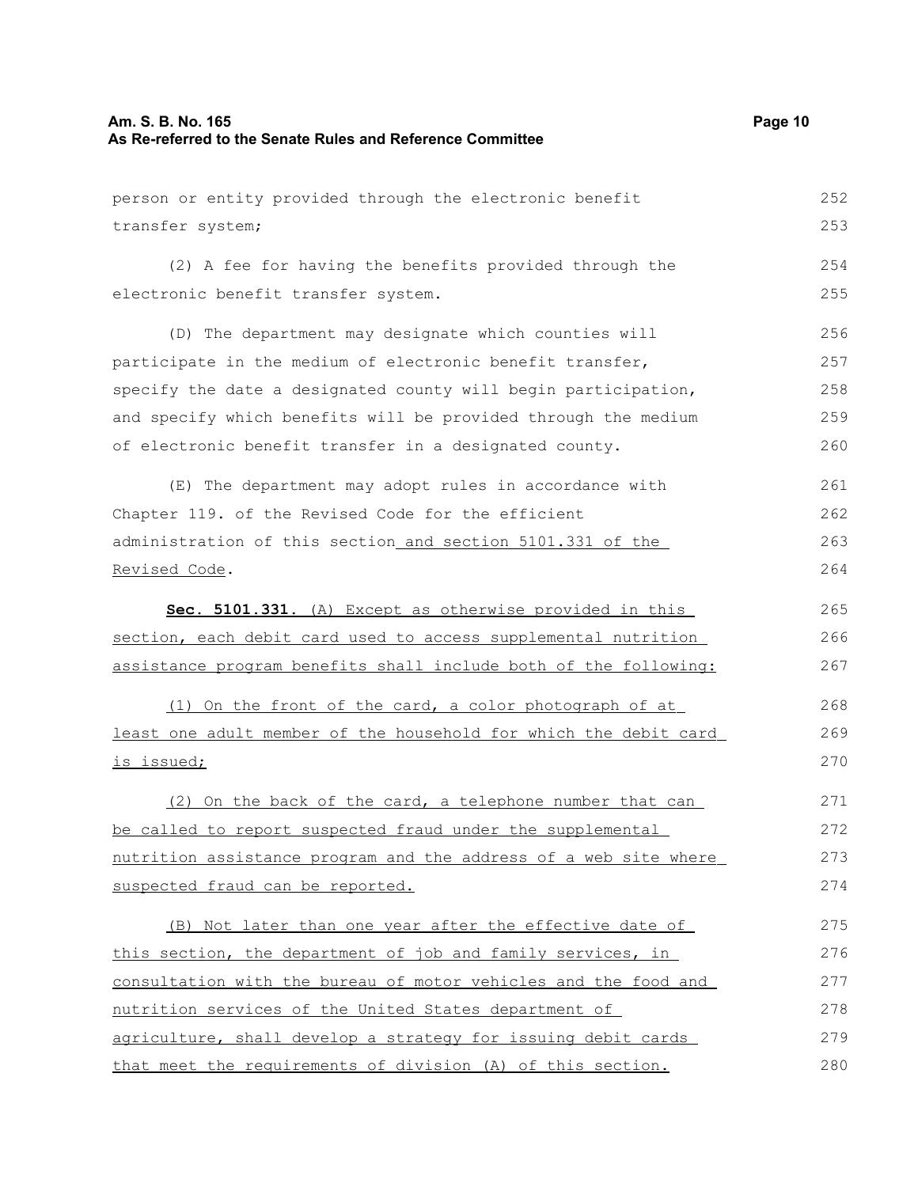person or entity provided through the electronic benefit transfer system;

(2) A fee for having the benefits provided through the electronic benefit transfer system.

(D) The department may designate which counties will participate in the medium of electronic benefit transfer, specify the date a designated county will begin participation, and specify which benefits will be provided through the medium of electronic benefit transfer in a designated county.

(E) The department may adopt rules in accordance with Chapter 119. of the Revised Code for the efficient administration of this section and section 5101.331 of the Revised Code.

**Sec. 5101.331.** (A) Except as otherwise provided in this section, each debit card used to access supplemental nutrition assistance program benefits shall include both of the following:

(1) On the front of the card, a color photograph of at least one adult member of the household for which the debit card is issued;

(2) On the back of the card, a telephone number that can be called to report suspected fraud under the supplemental nutrition assistance program and the address of a web site where suspected fraud can be reported.

(B) Not later than one year after the effective date of this section, the department of job and family services, in consultation with the bureau of motor vehicles and the food and nutrition services of the United States department of agriculture, shall develop a strategy for issuing debit cards that meet the requirements of division (A) of this section.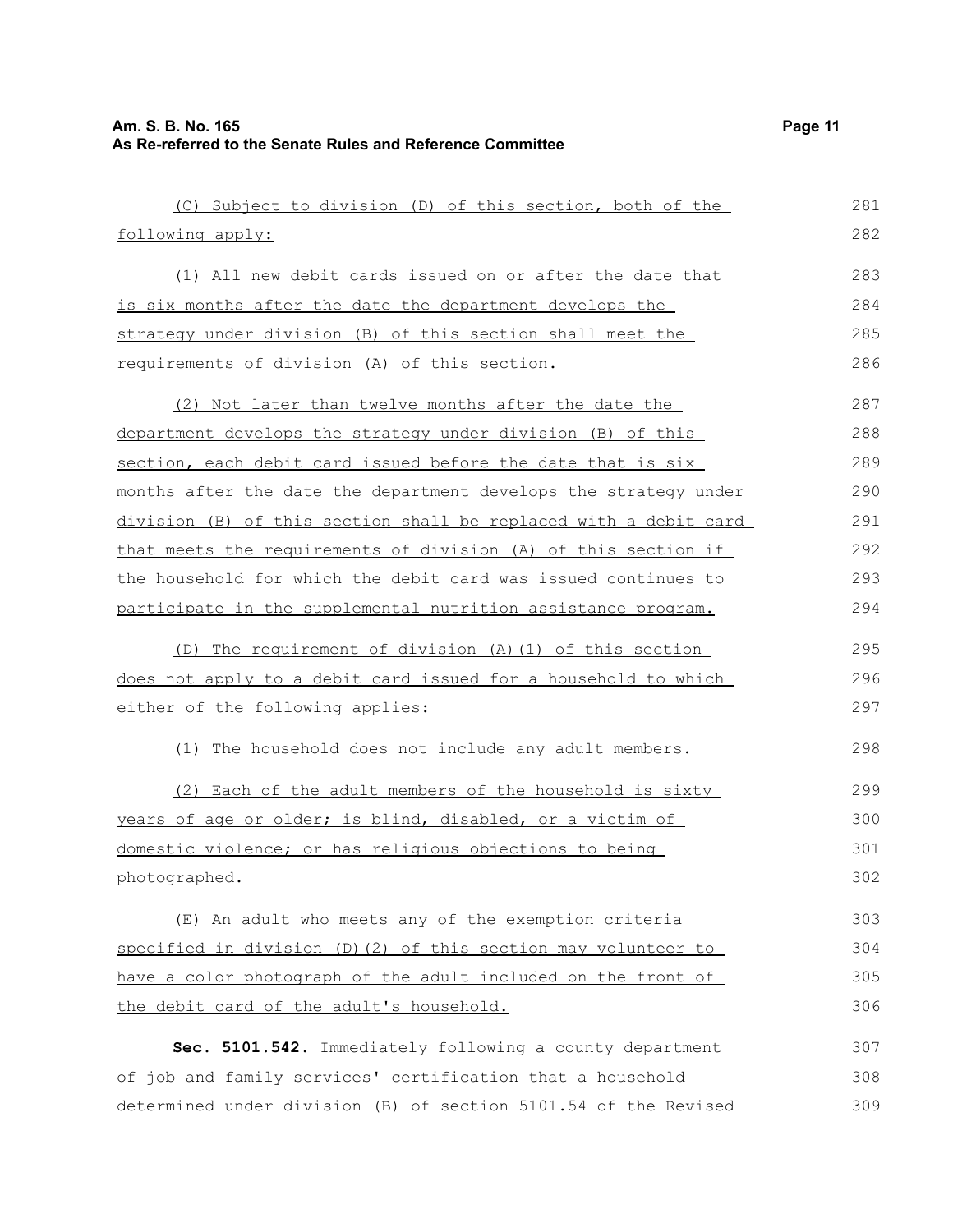(C) Subject to division (D) of this section, both of the following apply:

(1) All new debit cards issued on or after the date that is six months after the date the department develops the strategy under division (B) of this section shall meet the requirements of division (A) of this section.

(2) Not later than twelve months after the date the department develops the strategy under division (B) of this section, each debit card issued before the date that is six months after the date the department develops the strategy under division (B) of this section shall be replaced with a debit card that meets the requirements of division (A) of this section if the household for which the debit card was issued continues to participate in the supplemental nutrition assistance program.

(D) The requirement of division (A)(1) of this section does not apply to a debit card issued for a household to which either of the following applies:

(1) The household does not include any adult members.

(2) Each of the adult members of the household is sixty years of age or older; is blind, disabled, or a victim of domestic violence; or has religious objections to being photographed.

(E) An adult who meets any of the exemption criteria specified in division (D)(2) of this section may volunteer to have a color photograph of the adult included on the front of the debit card of the adult's household.

**Sec. 5101.542.** Immediately following a county department of job and family services' certification that a household determined under division (B) of section 5101.54 of the Revised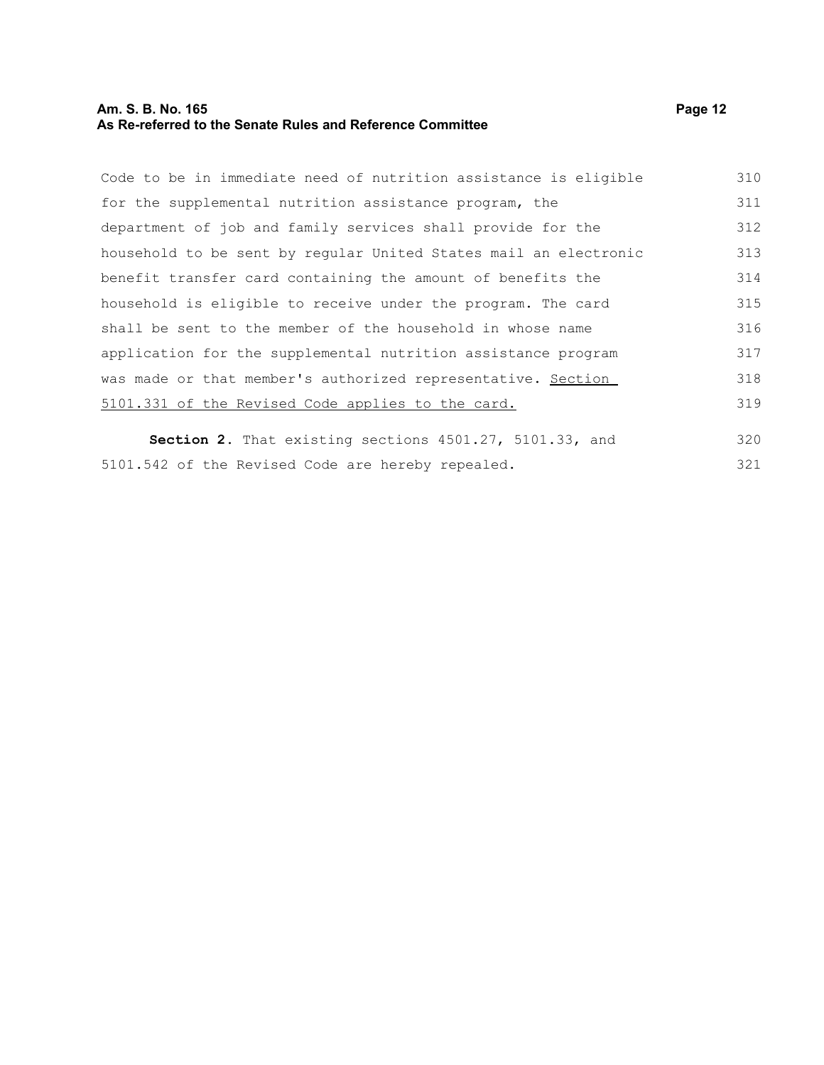Code to be in immediate need of nutrition assistance is eligible for the supplemental nutrition assistance program, the department of job and family services shall provide for the household to be sent by regular United States mail an electronic benefit transfer card containing the amount of benefits the household is eligible to receive under the program. The card shall be sent to the member of the household in whose name application for the supplemental nutrition assistance program was made or that member's authorized representative. <u>Section 5101.331 of the Revised Code applies to the card.</u>

**Section 2.** That existing sections 4501.27, 5101.33, and 5101.542 of the Revised Code are hereby repealed.